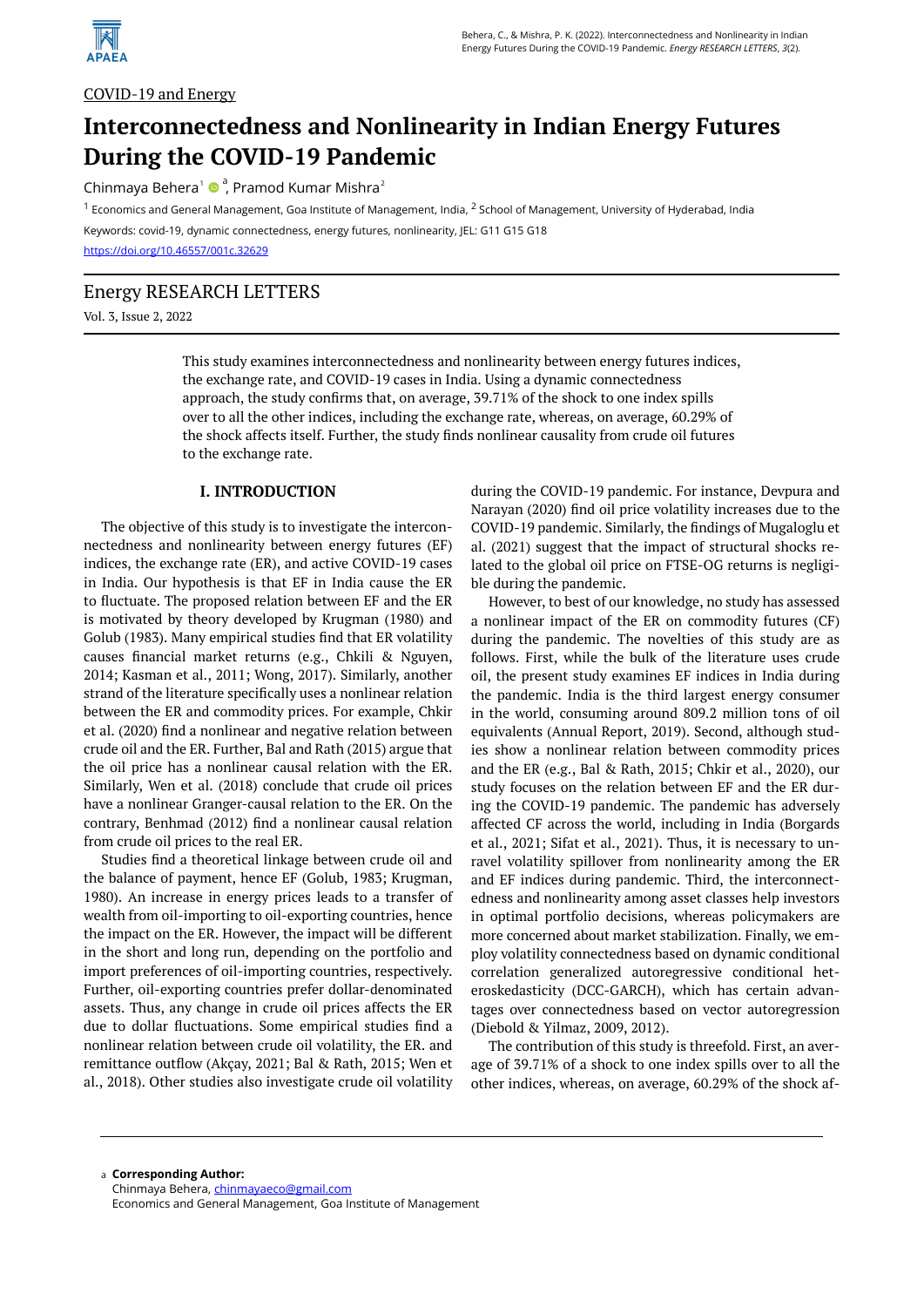COVID-19 and Energy

# Interconnectedness and Nonlinearity in Indian Energy Futures During the COVID-19 Pandemic

Chinmaya Behera[1] [a], Pramod Kumar Mishra[2]

[1] Economics and General Management, Goa Institute of Management, India, [2] School of Management, University of Hyderabad, India

Keywords: covid-19, dynamic connectedness, energy futures, nonlinearity, JEL: G11 G15 G18

https://doi.org/10.46557/001c.32629

## Energy RESEARCH LETTERS

Vol. 3, Issue 2, 2022

This study examines interconnectedness and nonlinearity between energy futures indices, the exchange rate, and COVID-19 cases in India. Using a dynamic connectedness approach, the study confirms that, on average, 39.71% of the shock to one index spills over to all the other indices, including the exchange rate, whereas, on average, 60.29% of the shock affects itself. Further, the study finds nonlinear causality from crude oil futures to the exchange rate.

## I. INTRODUCTION

The objective of this study is to investigate the interconnectedness and nonlinearity between energy futures (EF) indices, the exchange rate (ER), and active COVID-19 cases in India. Our hypothesis is that EF in India cause the ER to fluctuate. The proposed relation between EF and the ER is motivated by theory developed by Krugman (1980) and Golub (1983). Many empirical studies find that ER volatility causes financial market returns (e.g., Chkili & Nguyen, 2014; Kasman et al., 2011; Wong, 2017). Similarly, another strand of the literature specifically uses a nonlinear relation between the ER and commodity prices. For example, Chkir et al. (2020) find a nonlinear and negative relation between crude oil and the ER. Further, Bal and Rath (2015) argue that the oil price has a nonlinear causal relation with the ER. Similarly, Wen et al. (2018) conclude that crude oil prices have a nonlinear Granger-causal relation to the ER. On the contrary, Benhmad (2012) find a nonlinear causal relation from crude oil prices to the real ER.

Studies find a theoretical linkage between crude oil and the balance of payment, hence EF (Golub, 1983; Krugman, 1980). An increase in energy prices leads to a transfer of wealth from oil-importing to oil-exporting countries, hence the impact on the ER. However, the impact will be different in the short and long run, depending on the portfolio and import preferences of oil-importing countries, respectively. Further, oil-exporting countries prefer dollar-denominated assets. Thus, any change in crude oil prices affects the ER due to dollar fluctuations. Some empirical studies find a nonlinear relation between crude oil volatility, the ER. and remittance outflow (Akçay, 2021; Bal & Rath, 2015; Wen et al., 2018). Other studies also investigate crude oil volatility during the COVID-19 pandemic. For instance, Devpura and Narayan (2020) find oil price volatility increases due to the COVID-19 pandemic. Similarly, the findings of Mugaloglu et al. (2021) suggest that the impact of structural shocks related to the global oil price on FTSE-OG returns is negligible during the pandemic.

However, to best of our knowledge, no study has assessed a nonlinear impact of the ER on commodity futures (CF) during the pandemic. The novelties of this study are as follows. First, while the bulk of the literature uses crude oil, the present study examines EF indices in India during the pandemic. India is the third largest energy consumer in the world, consuming around 809.2 million tons of oil equivalents (Annual Report, 2019). Second, although studies show a nonlinear relation between commodity prices and the ER (e.g., Bal & Rath, 2015; Chkir et al., 2020), our study focuses on the relation between EF and the ER during the COVID-19 pandemic. The pandemic has adversely affected CF across the world, including in India (Borgards et al., 2021; Sifat et al., 2021). Thus, it is necessary to unravel volatility spillover from nonlinearity among the ER and EF indices during pandemic. Third, the interconnectedness and nonlinearity among asset classes help investors in optimal portfolio decisions, whereas policymakers are more concerned about market stabilization. Finally, we employ volatility connectedness based on dynamic conditional correlation generalized autoregressive conditional heteroskedasticity (DCC-GARCH), which has certain advantages over connectedness based on vector autoregression (Diebold & Yilmaz, 2009, 2012).

The contribution of this study is threefold. First, an average of 39.71% of a shock to one index spills over to all the other indices, whereas, on average, 60.29% of the shock af-

[a] **Corresponding Author:**
Chinmaya Behera, chinmayaeco@gmail.com
Economics and General Management, Goa Institute of Management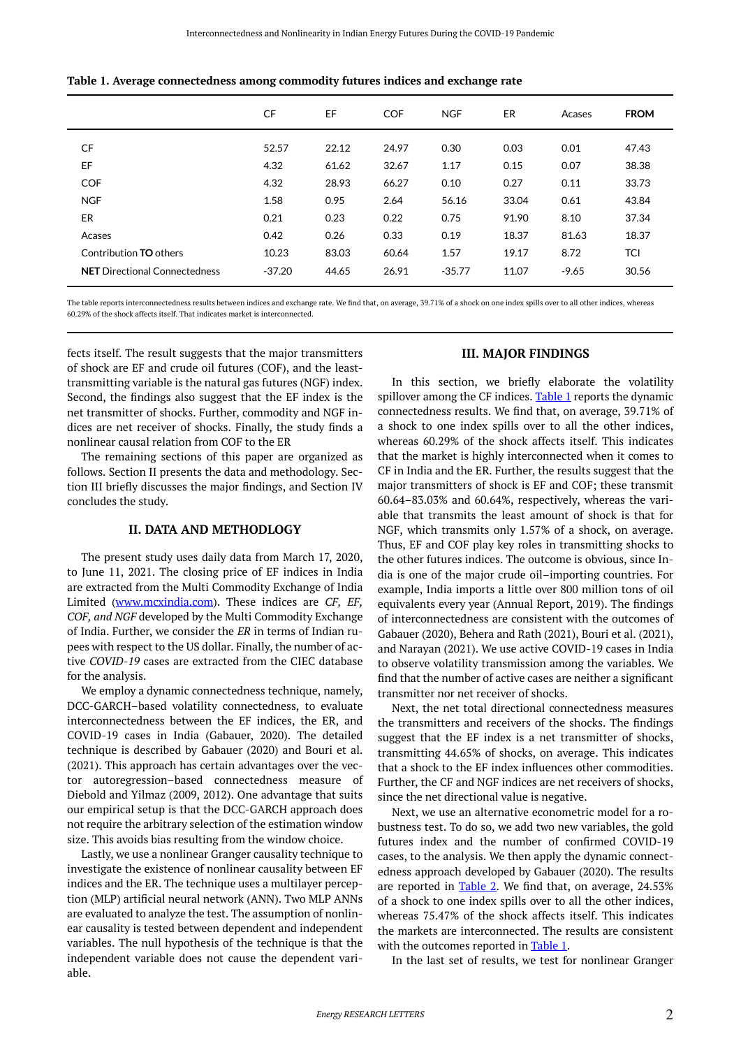**Table 1. Average connectedness among commodity futures indices and exchange rate**

| | CF | EF | COF | NGF | ER | Acases | **FROM** |
|---|---|---|---|---|---|---|---|
| CF | 52.57 | 22.12 | 24.97 | 0.30 | 0.03 | 0.01 | 47.43 |
| EF | 4.32 | 61.62 | 32.67 | 1.17 | 0.15 | 0.07 | 38.38 |
| COF | 4.32 | 28.93 | 66.27 | 0.10 | 0.27 | 0.11 | 33.73 |
| NGF | 1.58 | 0.95 | 2.64 | 56.16 | 33.04 | 0.61 | 43.84 |
| ER | 0.21 | 0.23 | 0.22 | 0.75 | 91.90 | 8.10 | 37.34 |
| Acases | 0.42 | 0.26 | 0.33 | 0.19 | 18.37 | 81.63 | 18.37 |
| Contribution **TO** others | 10.23 | 83.03 | 60.64 | 1.57 | 19.17 | 8.72 | TCI |
| **NET** Directional Connectedness | -37.20 | 44.65 | 26.91 | -35.77 | 11.07 | -9.65 | 30.56 |

The table reports interconnectedness results between indices and exchange rate. We find that, on average, 39.71% of a shock on one index spills over to all other indices, whereas 60.29% of the shock affects itself. That indicates market is interconnected.

fects itself. The result suggests that the major transmitters of shock are EF and crude oil futures (COF), and the least-transmitting variable is the natural gas futures (NGF) index. Second, the findings also suggest that the EF index is the net transmitter of shocks. Further, commodity and NGF indices are net receiver of shocks. Finally, the study finds a nonlinear causal relation from COF to the ER

The remaining sections of this paper are organized as follows. Section II presents the data and methodology. Section III briefly discusses the major findings, and Section IV concludes the study.

## II. DATA AND METHODLOGY

The present study uses daily data from March 17, 2020, to June 11, 2021. The closing price of EF indices in India are extracted from the Multi Commodity Exchange of India Limited (www.mcxindia.com). These indices are *CF, EF, COF, and NGF* developed by the Multi Commodity Exchange of India. Further, we consider the *ER* in terms of Indian rupees with respect to the US dollar. Finally, the number of active *COVID-19* cases are extracted from the CIEC database for the analysis.

We employ a dynamic connectedness technique, namely, DCC-GARCH–based volatility connectedness, to evaluate interconnectedness between the EF indices, the ER, and COVID-19 cases in India (Gabauer, 2020). The detailed technique is described by Gabauer (2020) and Bouri et al. (2021). This approach has certain advantages over the vector autoregression–based connectedness measure of Diebold and Yilmaz (2009, 2012). One advantage that suits our empirical setup is that the DCC-GARCH approach does not require the arbitrary selection of the estimation window size. This avoids bias resulting from the window choice.

Lastly, we use a nonlinear Granger causality technique to investigate the existence of nonlinear causality between EF indices and the ER. The technique uses a multilayer perception (MLP) artificial neural network (ANN). Two MLP ANNs are evaluated to analyze the test. The assumption of nonlinear causality is tested between dependent and independent variables. The null hypothesis of the technique is that the independent variable does not cause the dependent variable.

## III. MAJOR FINDINGS

In this section, we briefly elaborate the volatility spillover among the CF indices. Table 1 reports the dynamic connectedness results. We find that, on average, 39.71% of a shock to one index spills over to all the other indices, whereas 60.29% of the shock affects itself. This indicates that the market is highly interconnected when it comes to CF in India and the ER. Further, the results suggest that the major transmitters of shock is EF and COF; these transmit 60.64–83.03% and 60.64%, respectively, whereas the variable that transmits the least amount of shock is that for NGF, which transmits only 1.57% of a shock, on average. Thus, EF and COF play key roles in transmitting shocks to the other futures indices. The outcome is obvious, since India is one of the major crude oil–importing countries. For example, India imports a little over 800 million tons of oil equivalents every year (Annual Report, 2019). The findings of interconnectedness are consistent with the outcomes of Gabauer (2020), Behera and Rath (2021), Bouri et al. (2021), and Narayan (2021). We use active COVID-19 cases in India to observe volatility transmission among the variables. We find that the number of active cases are neither a significant transmitter nor net receiver of shocks.

Next, the net total directional connectedness measures the transmitters and receivers of the shocks. The findings suggest that the EF index is a net transmitter of shocks, transmitting 44.65% of shocks, on average. This indicates that a shock to the EF index influences other commodities. Further, the CF and NGF indices are net receivers of shocks, since the net directional value is negative.

Next, we use an alternative econometric model for a robustness test. To do so, we add two new variables, the gold futures index and the number of confirmed COVID-19 cases, to the analysis. We then apply the dynamic connectedness approach developed by Gabauer (2020). The results are reported in Table 2. We find that, on average, 24.53% of a shock to one index spills over to all the other indices, whereas 75.47% of the shock affects itself. This indicates the markets are interconnected. The results are consistent with the outcomes reported in Table 1.

In the last set of results, we test for nonlinear Granger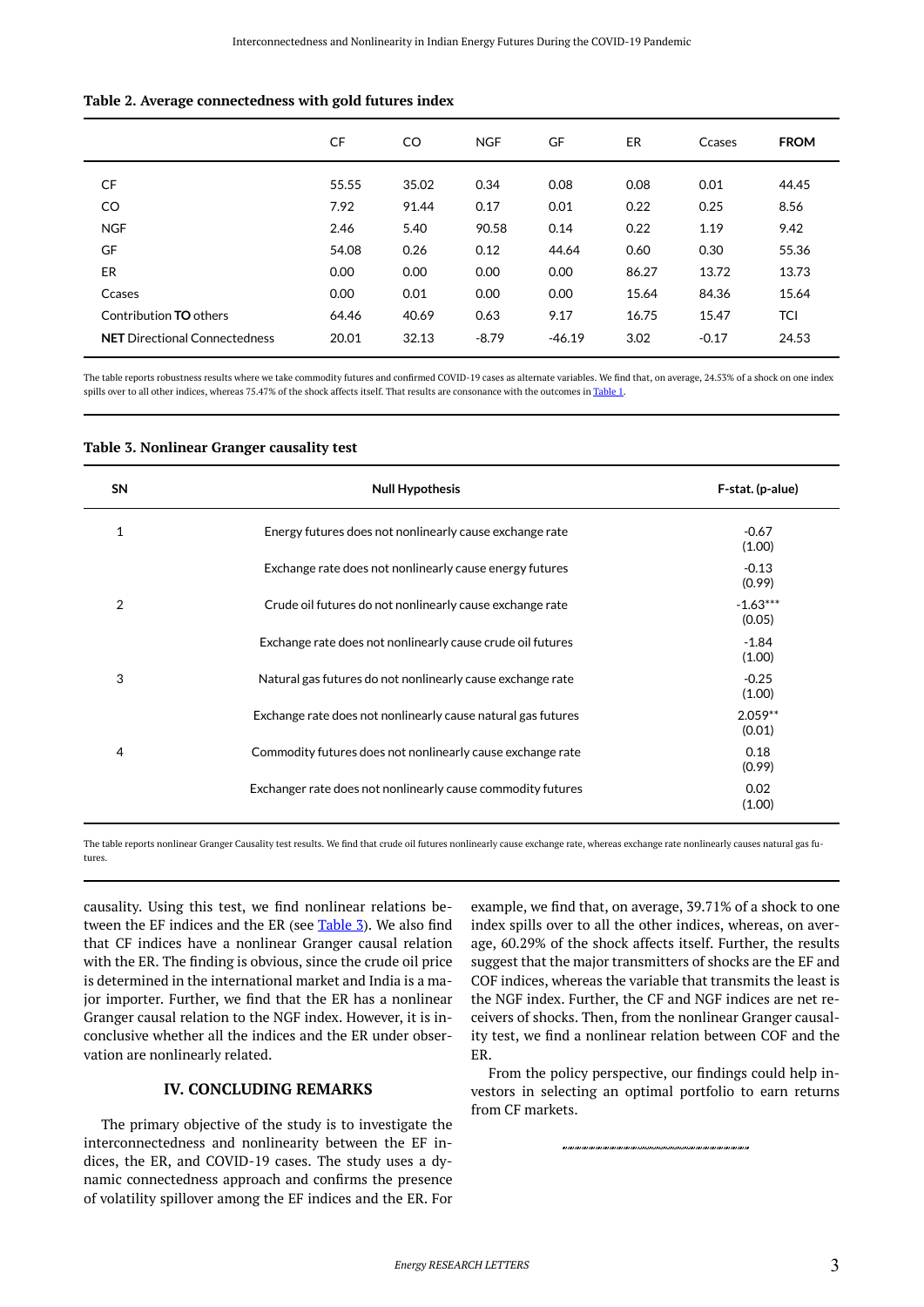**Table 2. Average connectedness with gold futures index**

| | CF | CO | NGF | GF | ER | Ccases | **FROM** |
|---|---|---|---|---|---|---|---|
| CF | 55.55 | 35.02 | 0.34 | 0.08 | 0.08 | 0.01 | 44.45 |
| CO | 7.92 | 91.44 | 0.17 | 0.01 | 0.22 | 0.25 | 8.56 |
| NGF | 2.46 | 5.40 | 90.58 | 0.14 | 0.22 | 1.19 | 9.42 |
| GF | 54.08 | 0.26 | 0.12 | 44.64 | 0.60 | 0.30 | 55.36 |
| ER | 0.00 | 0.00 | 0.00 | 0.00 | 86.27 | 13.72 | 13.73 |
| Ccases | 0.00 | 0.01 | 0.00 | 0.00 | 15.64 | 84.36 | 15.64 |
| Contribution **TO** others | 64.46 | 40.69 | 0.63 | 9.17 | 16.75 | 15.47 | TCI |
| **NET** Directional Connectedness | 20.01 | 32.13 | -8.79 | -46.19 | 3.02 | -0.17 | 24.53 |

The table reports robustness results where we take commodity futures and confirmed COVID-19 cases as alternate variables. We find that, on average, 24.53% of a shock on one index spills over to all other indices, whereas 75.47% of the shock affects itself. That results are consonance with the outcomes in Table 1.

**Table 3. Nonlinear Granger causality test**

| SN | Null Hypothesis | F-stat. (p-alue) |
|---|---|---|
| 1 | Energy futures does not nonlinearly cause exchange rate | -0.67 (1.00) |
| | Exchange rate does not nonlinearly cause energy futures | -0.13 (0.99) |
| 2 | Crude oil futures do not nonlinearly cause exchange rate | -1.63*** (0.05) |
| | Exchange rate does not nonlinearly cause crude oil futures | -1.84 (1.00) |
| 3 | Natural gas futures do not nonlinearly cause exchange rate | -0.25 (1.00) |
| | Exchange rate does not nonlinearly cause natural gas futures | 2.059** (0.01) |
| 4 | Commodity futures does not nonlinearly cause exchange rate | 0.18 (0.99) |
| | Exchanger rate does not nonlinearly cause commodity futures | 0.02 (1.00) |

The table reports nonlinear Granger Causality test results. We find that crude oil futures nonlinearly cause exchange rate, whereas exchange rate nonlinearly causes natural gas futures.

causality. Using this test, we find nonlinear relations between the EF indices and the ER (see Table 3). We also find that CF indices have a nonlinear Granger causal relation with the ER. The finding is obvious, since the crude oil price is determined in the international market and India is a major importer. Further, we find that the ER has a nonlinear Granger causal relation to the NGF index. However, it is inconclusive whether all the indices and the ER under observation are nonlinearly related.

## IV. CONCLUDING REMARKS

The primary objective of the study is to investigate the interconnectedness and nonlinearity between the EF indices, the ER, and COVID-19 cases. The study uses a dynamic connectedness approach and confirms the presence of volatility spillover among the EF indices and the ER. For example, we find that, on average, 39.71% of a shock to one index spills over to all the other indices, whereas, on average, 60.29% of the shock affects itself. Further, the results suggest that the major transmitters of shocks are the EF and COF indices, whereas the variable that transmits the least is the NGF index. Further, the CF and NGF indices are net receivers of shocks. Then, from the nonlinear Granger causality test, we find a nonlinear relation between COF and the ER.

From the policy perspective, our findings could help investors in selecting an optimal portfolio to earn returns from CF markets.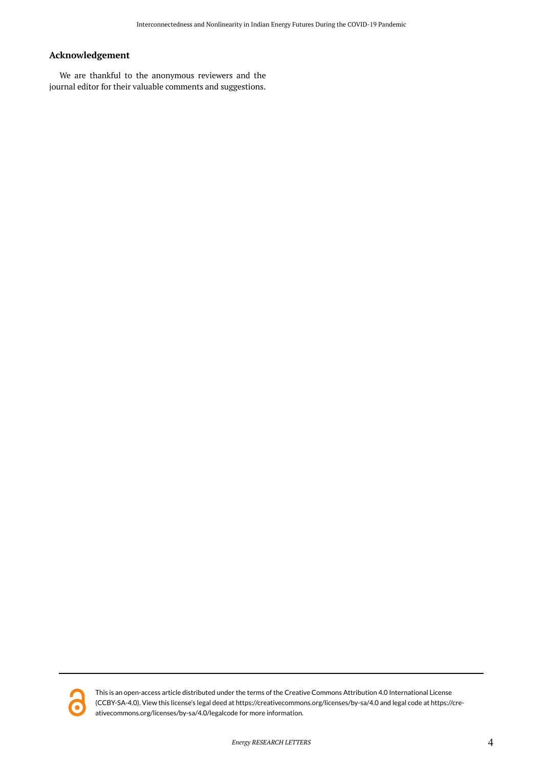## Acknowledgement

We are thankful to the anonymous reviewers and the journal editor for their valuable comments and suggestions.

This is an open-access article distributed under the terms of the Creative Commons Attribution 4.0 International License (CCBY-SA-4.0). View this license's legal deed at https://creativecommons.org/licenses/by-sa/4.0 and legal code at https://creativecommons.org/licenses/by-sa/4.0/legalcode for more information.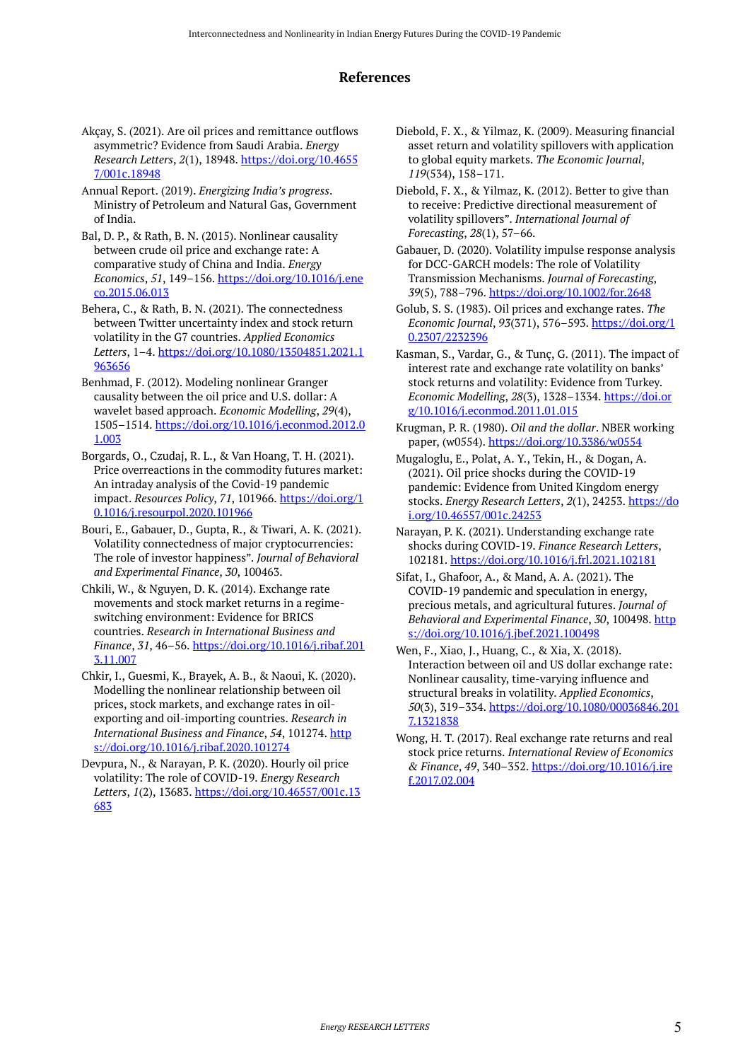# References

Akçay, S. (2021). Are oil prices and remittance outflows asymmetric? Evidence from Saudi Arabia. *Energy Research Letters*, *2*(1), 18948. https://doi.org/10.46557/001c.18948

Annual Report. (2019). *Energizing India's progress*. Ministry of Petroleum and Natural Gas, Government of India.

Bal, D. P., & Rath, B. N. (2015). Nonlinear causality between crude oil price and exchange rate: A comparative study of China and India. *Energy Economics*, *51*, 149–156. https://doi.org/10.1016/j.eneco.2015.06.013

Behera, C., & Rath, B. N. (2021). The connectedness between Twitter uncertainty index and stock return volatility in the G7 countries. *Applied Economics Letters*, 1–4. https://doi.org/10.1080/13504851.2021.1963656

Benhmad, F. (2012). Modeling nonlinear Granger causality between the oil price and U.S. dollar: A wavelet based approach. *Economic Modelling*, *29*(4), 1505–1514. https://doi.org/10.1016/j.econmod.2012.01.003

Borgards, O., Czudaj, R. L., & Van Hoang, T. H. (2021). Price overreactions in the commodity futures market: An intraday analysis of the Covid-19 pandemic impact. *Resources Policy*, *71*, 101966. https://doi.org/10.1016/j.resourpol.2020.101966

Bouri, E., Gabauer, D., Gupta, R., & Tiwari, A. K. (2021). Volatility connectedness of major cryptocurrencies: The role of investor happiness". *Journal of Behavioral and Experimental Finance*, *30*, 100463.

Chkili, W., & Nguyen, D. K. (2014). Exchange rate movements and stock market returns in a regime-switching environment: Evidence for BRICS countries. *Research in International Business and Finance*, *31*, 46–56. https://doi.org/10.1016/j.ribaf.2013.11.007

Chkir, I., Guesmi, K., Brayek, A. B., & Naoui, K. (2020). Modelling the nonlinear relationship between oil prices, stock markets, and exchange rates in oil-exporting and oil-importing countries. *Research in International Business and Finance*, *54*, 101274. https://doi.org/10.1016/j.ribaf.2020.101274

Devpura, N., & Narayan, P. K. (2020). Hourly oil price volatility: The role of COVID-19. *Energy Research Letters*, *1*(2), 13683. https://doi.org/10.46557/001c.13683

Diebold, F. X., & Yilmaz, K. (2009). Measuring financial asset return and volatility spillovers with application to global equity markets. *The Economic Journal*, *119*(534), 158–171.

Diebold, F. X., & Yilmaz, K. (2012). Better to give than to receive: Predictive directional measurement of volatility spillovers". *International Journal of Forecasting*, *28*(1), 57–66.

Gabauer, D. (2020). Volatility impulse response analysis for DCC-GARCH models: The role of Volatility Transmission Mechanisms. *Journal of Forecasting*, *39*(5), 788–796. https://doi.org/10.1002/for.2648

Golub, S. S. (1983). Oil prices and exchange rates. *The Economic Journal*, *93*(371), 576–593. https://doi.org/10.2307/2232396

Kasman, S., Vardar, G., & Tunç, G. (2011). The impact of interest rate and exchange rate volatility on banks' stock returns and volatility: Evidence from Turkey. *Economic Modelling*, *28*(3), 1328–1334. https://doi.org/10.1016/j.econmod.2011.01.015

Krugman, P. R. (1980). *Oil and the dollar*. NBER working paper, (w0554). https://doi.org/10.3386/w0554

Mugaloglu, E., Polat, A. Y., Tekin, H., & Dogan, A. (2021). Oil price shocks during the COVID-19 pandemic: Evidence from United Kingdom energy stocks. *Energy Research Letters*, *2*(1), 24253. https://doi.org/10.46557/001c.24253

Narayan, P. K. (2021). Understanding exchange rate shocks during COVID-19. *Finance Research Letters*, 102181. https://doi.org/10.1016/j.frl.2021.102181

Sifat, I., Ghafoor, A., & Mand, A. A. (2021). The COVID-19 pandemic and speculation in energy, precious metals, and agricultural futures. *Journal of Behavioral and Experimental Finance*, *30*, 100498. https://doi.org/10.1016/j.jbef.2021.100498

Wen, F., Xiao, J., Huang, C., & Xia, X. (2018). Interaction between oil and US dollar exchange rate: Nonlinear causality, time-varying influence and structural breaks in volatility. *Applied Economics*, *50*(3), 319–334. https://doi.org/10.1080/00036846.2017.1321838

Wong, H. T. (2017). Real exchange rate returns and real stock price returns. *International Review of Economics & Finance*, *49*, 340–352. https://doi.org/10.1016/j.iref.2017.02.004